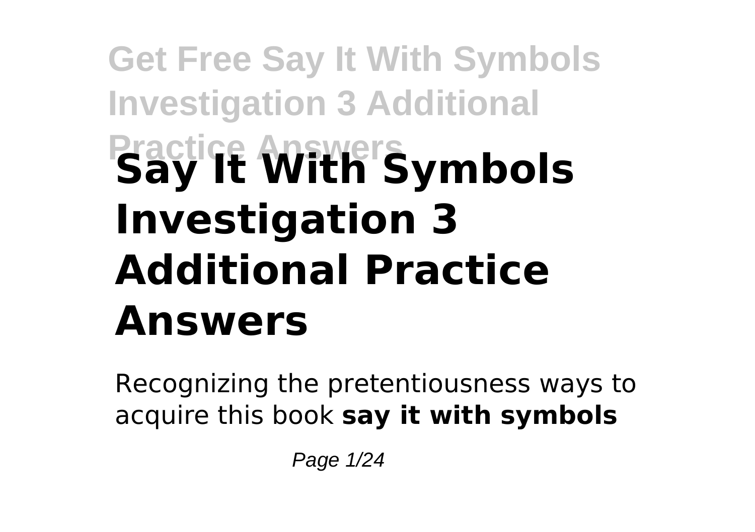# Say It With Symbols Investigation 3 Additional Practice Answers

Recognizing the pretentiousness ways to acquire this book **say it with symbols**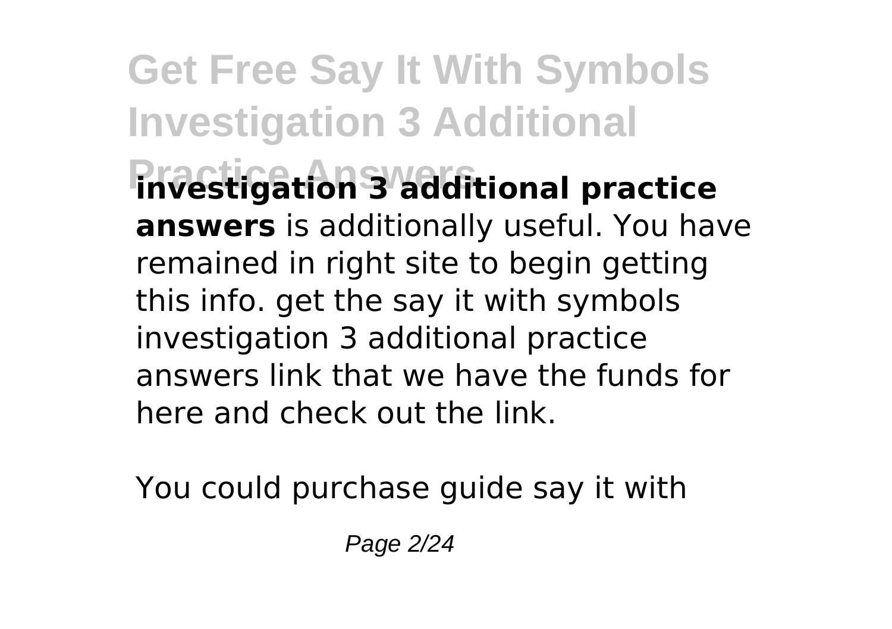**investigation 3 additional practice answers** is additionally useful. You have remained in right site to begin getting this info. get the say it with symbols investigation 3 additional practice answers link that we have the funds for here and check out the link.

You could purchase guide say it with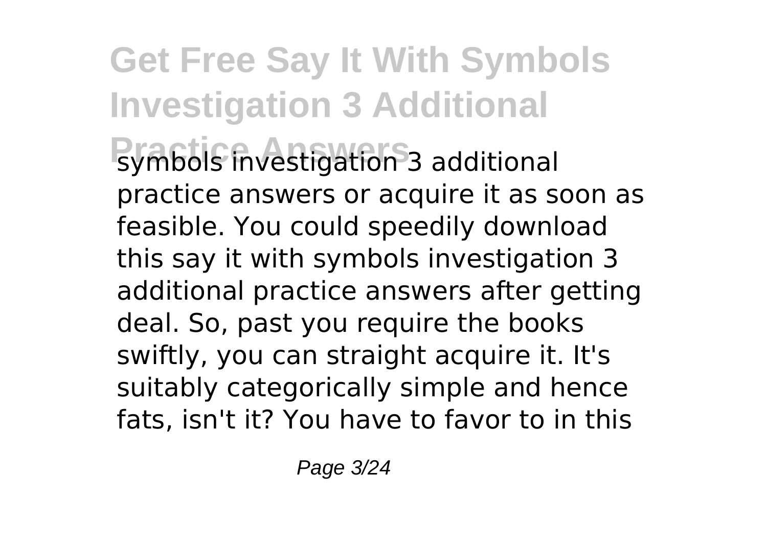symbols investigation 3 additional practice answers or acquire it as soon as feasible. You could speedily download this say it with symbols investigation 3 additional practice answers after getting deal. So, past you require the books swiftly, you can straight acquire it. It's suitably categorically simple and hence fats, isn't it? You have to favor to in this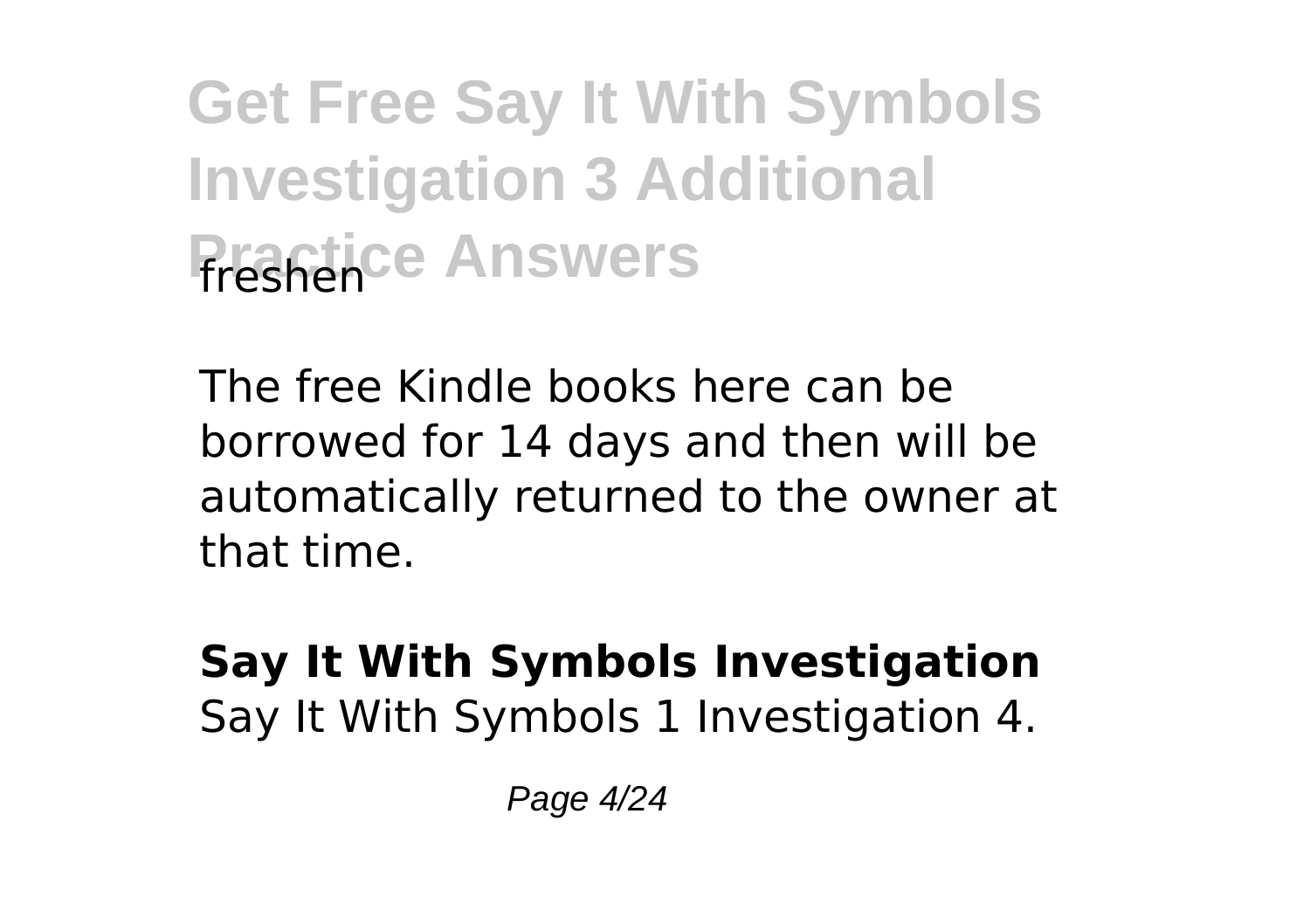freshen

The free Kindle books here can be borrowed for 14 days and then will be automatically returned to the owner at that time.

**Say It With Symbols Investigation**
Say It With Symbols 1 Investigation 4.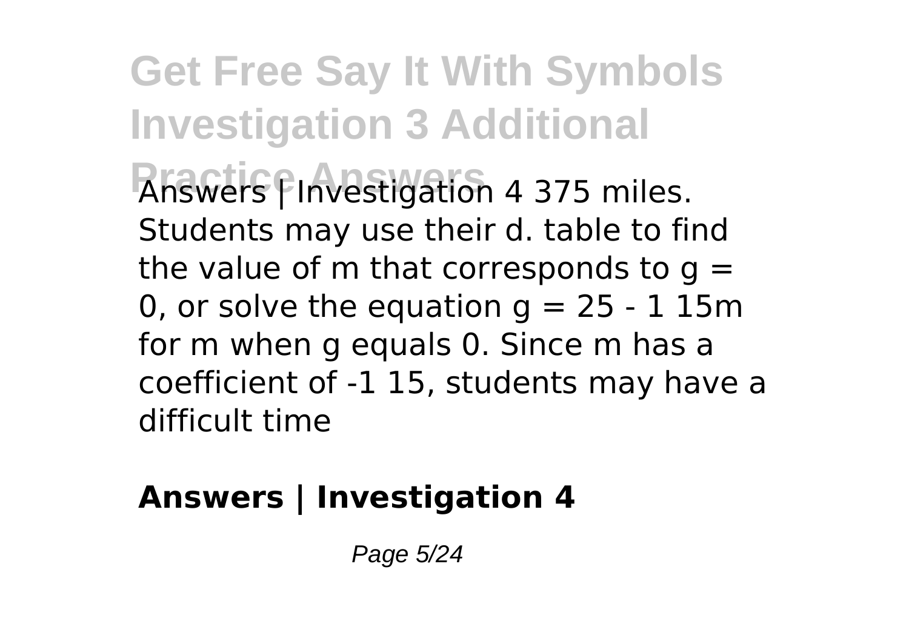# Get Free Say It With Symbols Investigation 3 Additional Practice Answers

Answers | Investigation 4 375 miles. Students may use their d. table to find the value of m that corresponds to g = 0, or solve the equation g = 25 - 1 15m for m when g equals 0. Since m has a coefficient of -1 15, students may have a difficult time

**Answers | Investigation 4**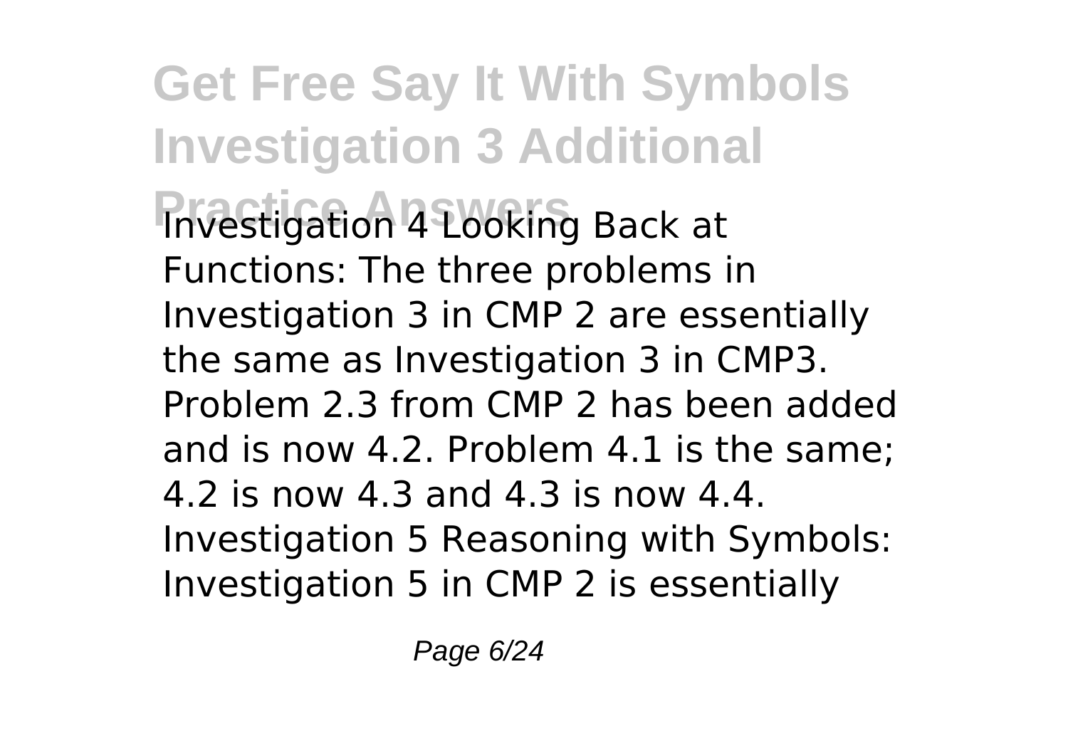Investigation 4 Looking Back at Functions: The three problems in Investigation 3 in CMP 2 are essentially the same as Investigation 3 in CMP3. Problem 2.3 from CMP 2 has been added and is now 4.2. Problem 4.1 is the same; 4.2 is now 4.3 and 4.3 is now 4.4. Investigation 5 Reasoning with Symbols: Investigation 5 in CMP 2 is essentially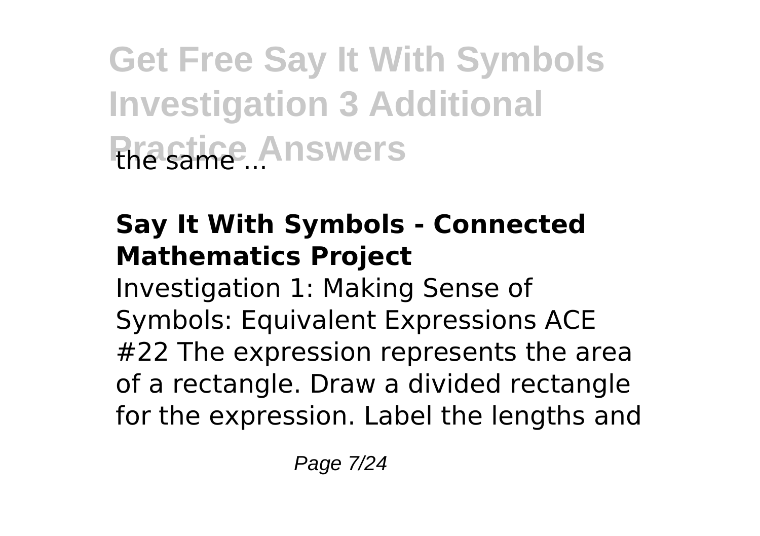the same ...

**Say It With Symbols - Connected Mathematics Project**

Investigation 1: Making Sense of Symbols: Equivalent Expressions ACE #22 The expression represents the area of a rectangle. Draw a divided rectangle for the expression. Label the lengths and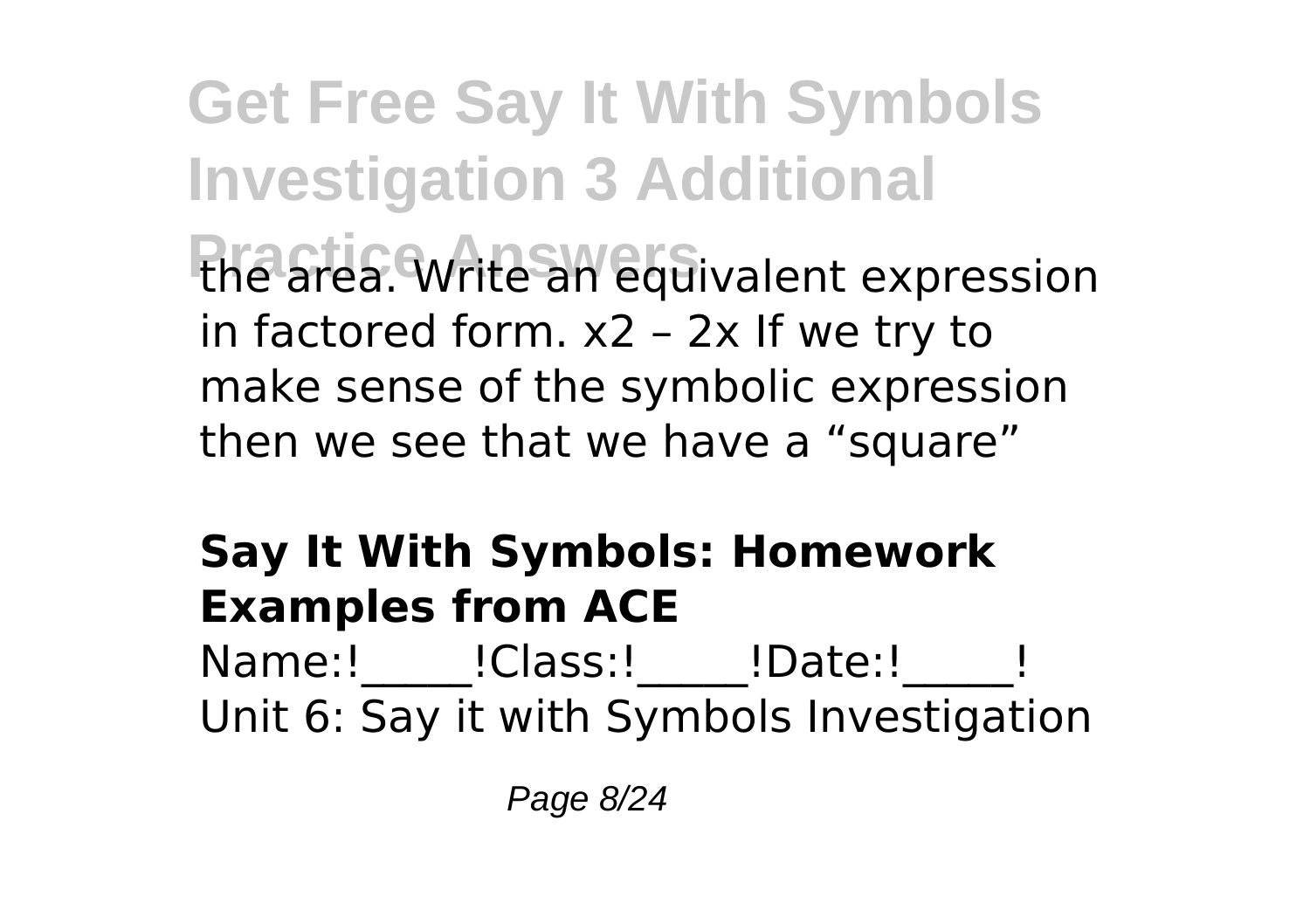the area. Write an equivalent expression in factored form. $x^2 – 2x$ If we try to make sense of the symbolic expression then we see that we have a "square"

### Say It With Symbols: Homework Examples from ACE

Name:!_____!Class:!_____!Date:!_____! Unit 6: Say it with Symbols Investigation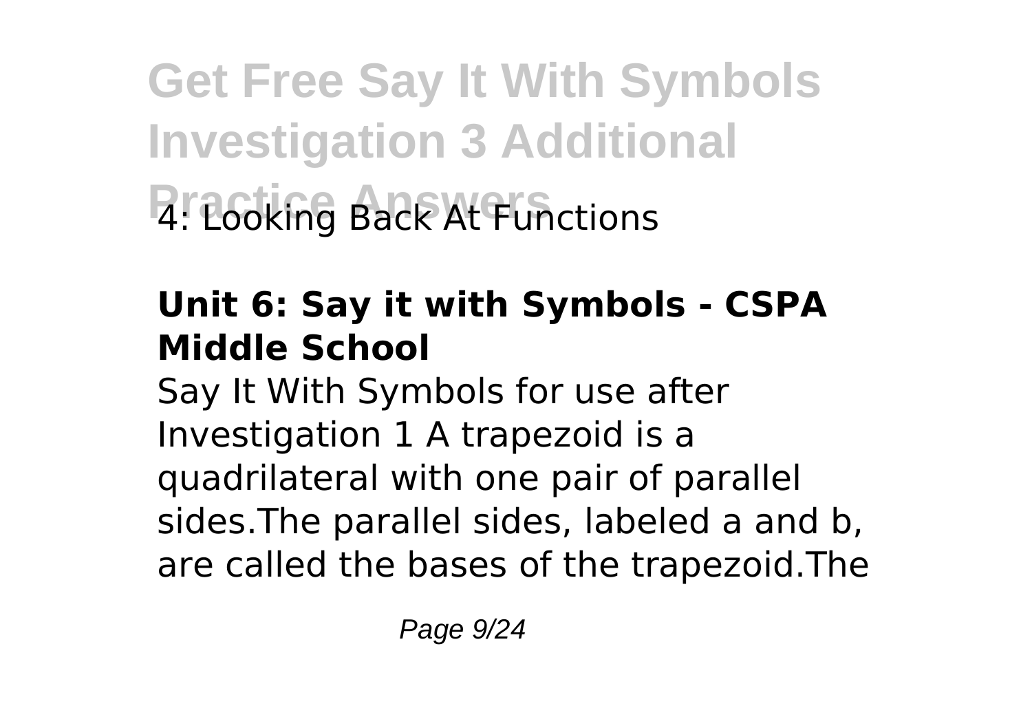4: Looking Back At Functions

### Unit 6: Say it with Symbols - CSPA Middle School

Say It With Symbols for use after Investigation 1 A trapezoid is a quadrilateral with one pair of parallel sides.The parallel sides, labeled a and b, are called the bases of the trapezoid.The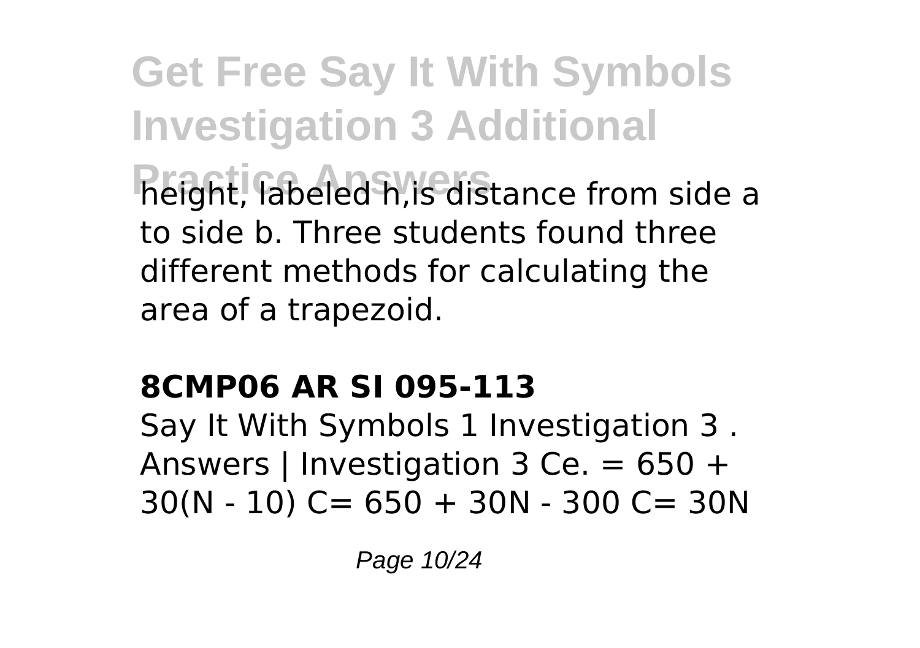height, labeled h,is distance from side a to side b. Three students found three different methods for calculating the area of a trapezoid.

### 8CMP06 AR SI 095-113

Say It With Symbols 1 Investigation 3 . Answers | Investigation 3 Ce. = 650 + 30(N - 10) C= 650 + 30N - 300 C= 30N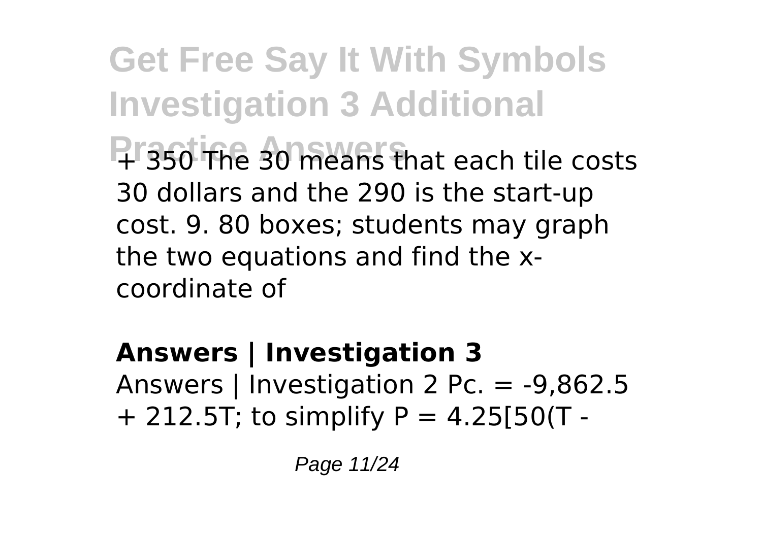+ 350 The 30 means that each tile costs 30 dollars and the 290 is the start-up cost. 9. 80 boxes; students may graph the two equations and find the x-coordinate of

## Answers | Investigation 3

Answers | Investigation 2 Pc. = -9,862.5 + 212.5T; to simplify P = 4.25[50(T -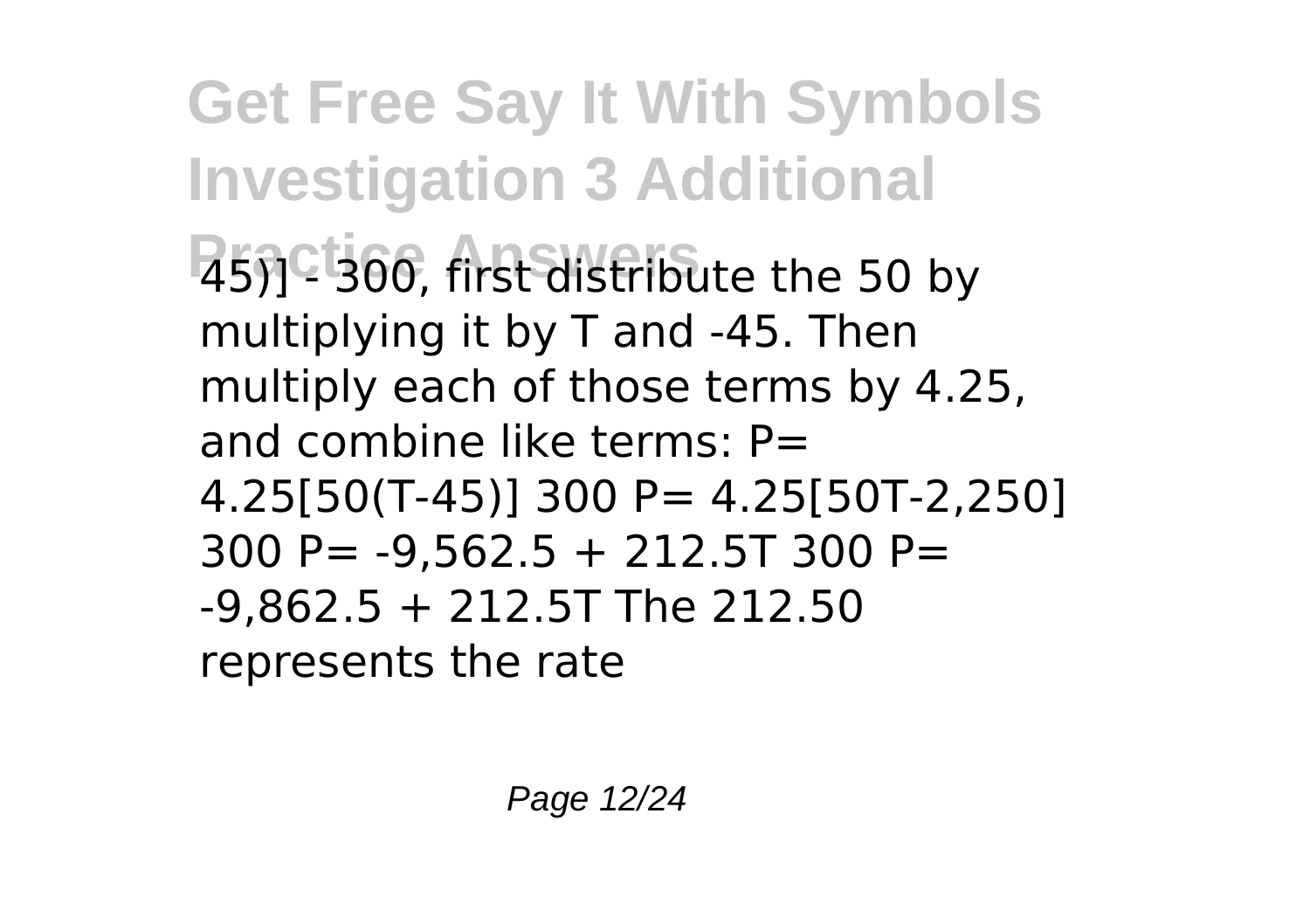45)] - 300, first distribute the 50 by multiplying it by T and -45. Then multiply each of those terms by 4.25, and combine like terms: P= 4.25[50(T-45)] 300 P= 4.25[50T-2,250] 300 P= -9,562.5 + 212.5T 300 P= -9,862.5 + 212.5T The 212.50 represents the rate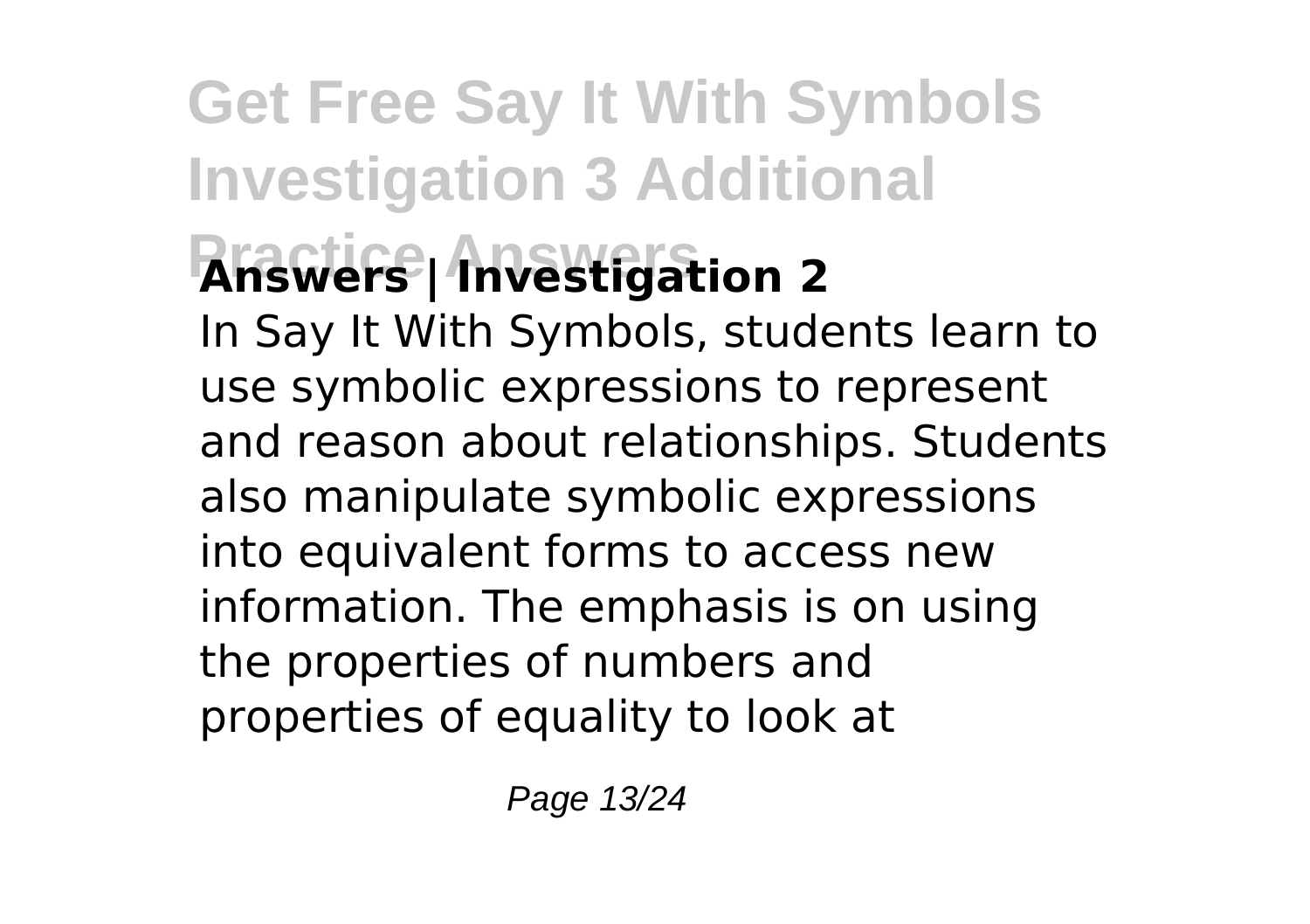**Answers | Investigation 2**

In Say It With Symbols, students learn to use symbolic expressions to represent and reason about relationships. Students also manipulate symbolic expressions into equivalent forms to access new information. The emphasis is on using the properties of numbers and properties of equality to look at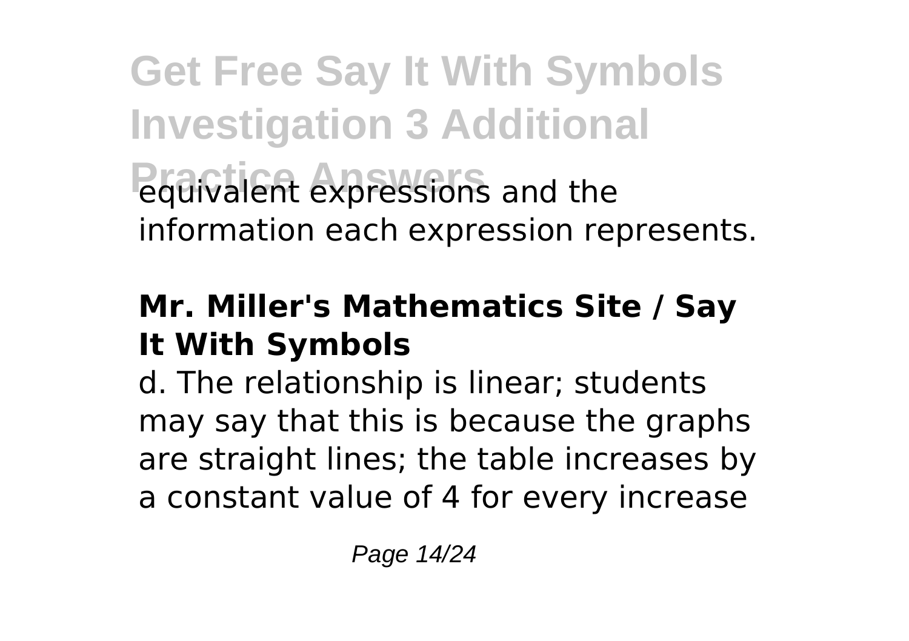equivalent expressions and the information each expression represents.

### Mr. Miller's Mathematics Site / Say It With Symbols

d. The relationship is linear; students may say that this is because the graphs are straight lines; the table increases by a constant value of 4 for every increase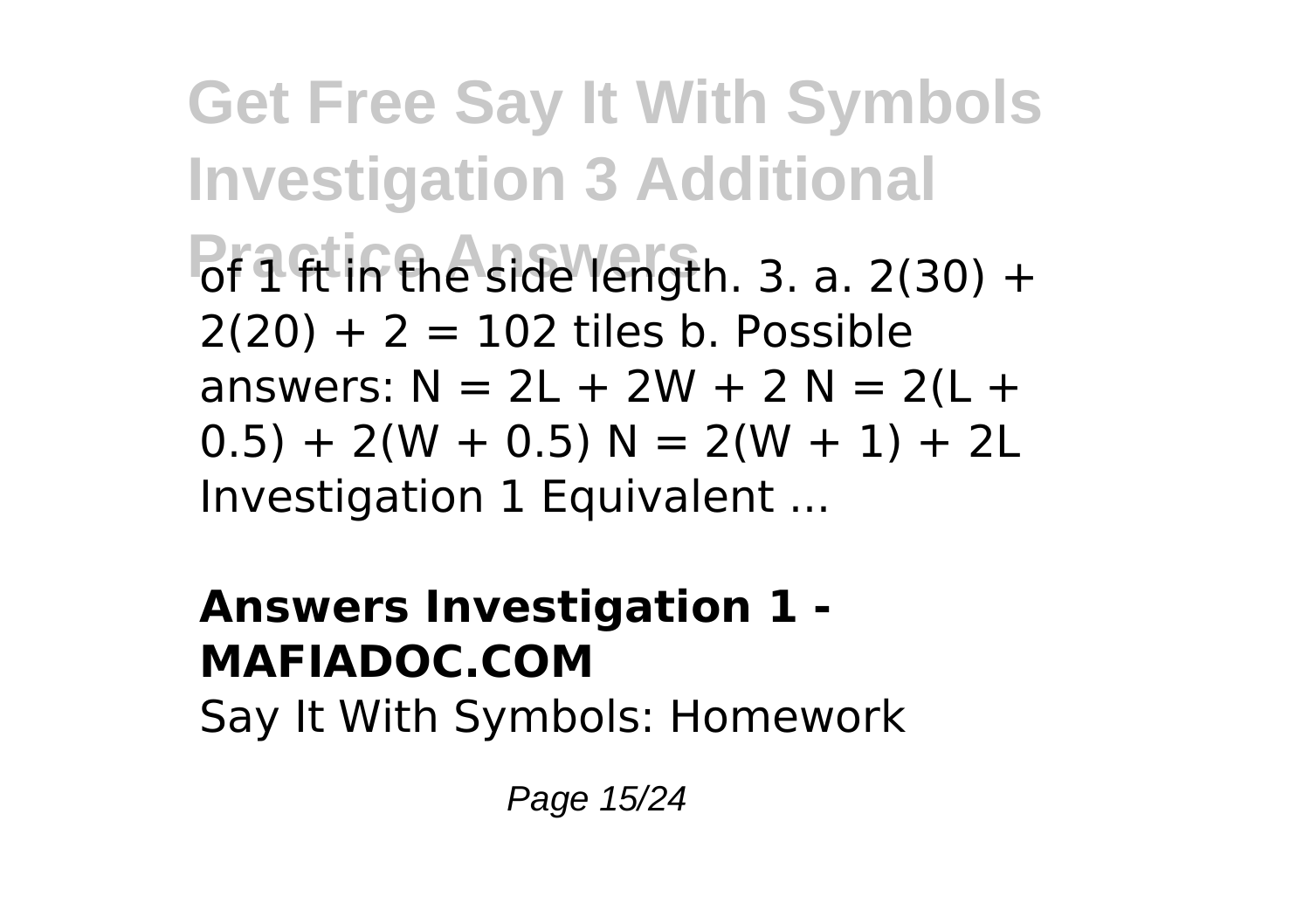of 1 ft in the side length. 3. a. $2(30) + 2(20) + 2 = 102$ tiles b. Possible answers: $N = 2L + 2W + 2$ $N = 2(L + 0.5) + 2(W + 0.5)$ $N = 2(W + 1) + 2L$ Investigation 1 Equivalent ...

## Answers Investigation 1 - MAFIADOC.COM

Say It With Symbols: Homework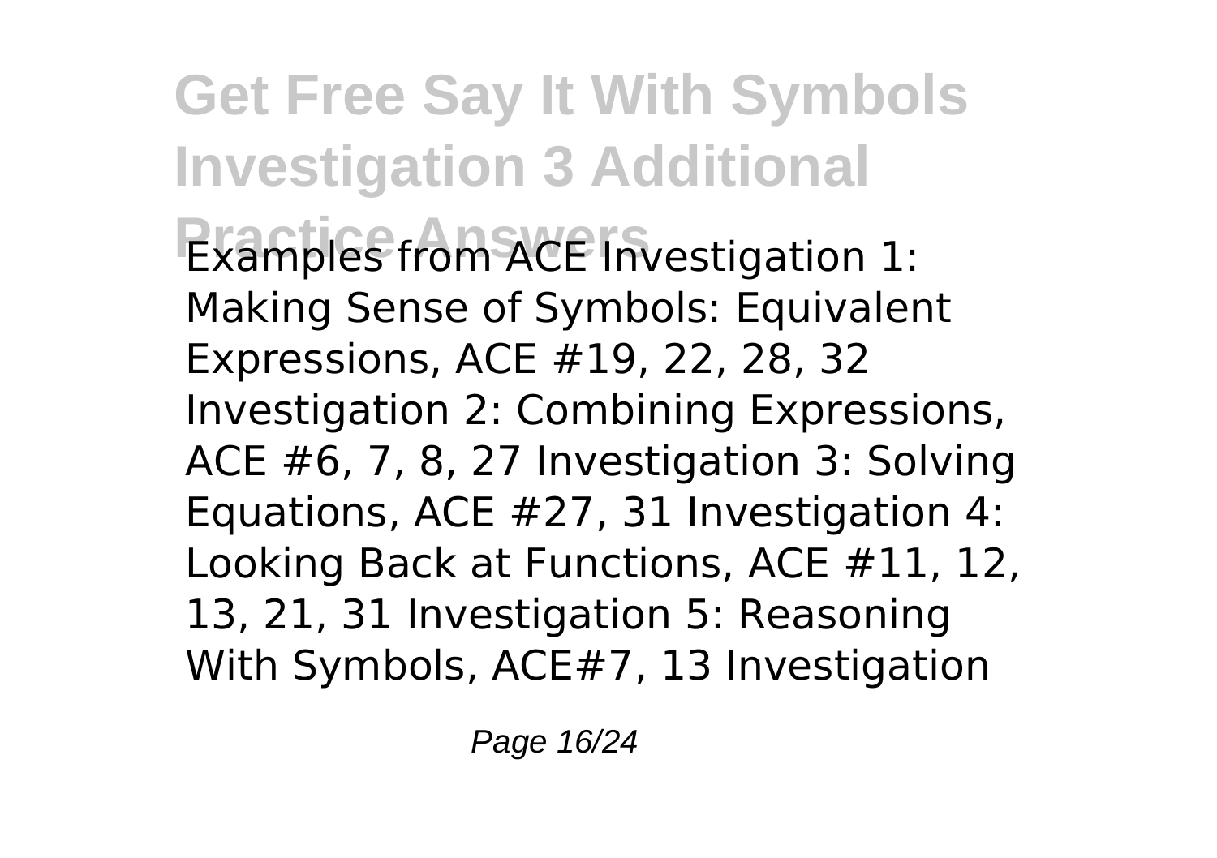Examples from ACE Investigation 1: Making Sense of Symbols: Equivalent Expressions, ACE #19, 22, 28, 32 Investigation 2: Combining Expressions, ACE #6, 7, 8, 27 Investigation 3: Solving Equations, ACE #27, 31 Investigation 4: Looking Back at Functions, ACE #11, 12, 13, 21, 31 Investigation 5: Reasoning With Symbols, ACE#7, 13 Investigation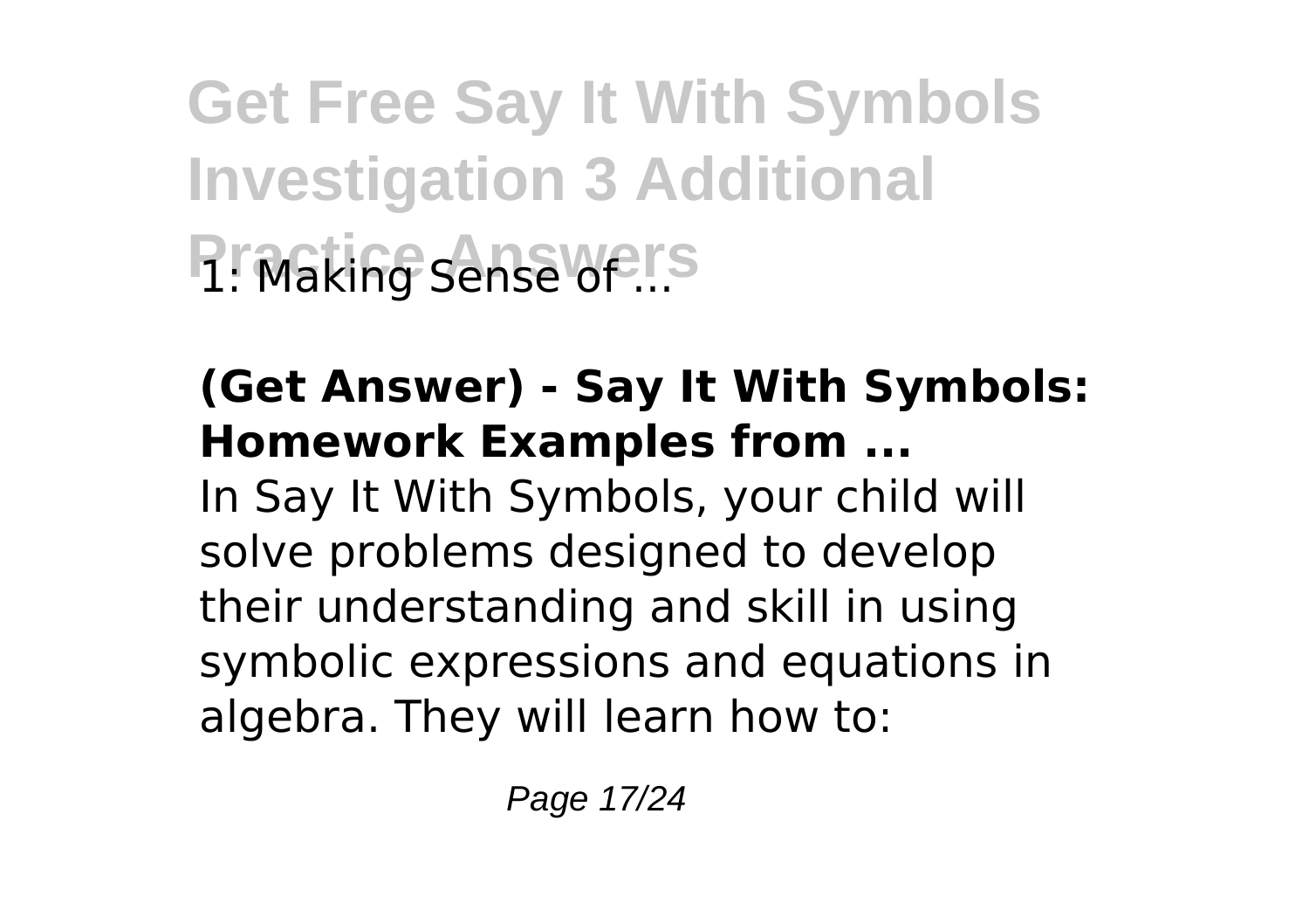# Get Free Say It With Symbols Investigation 3 Additional Practice Answers

1: Making Sense of ...

**(Get Answer) - Say It With Symbols: Homework Examples from ...**

In Say It With Symbols, your child will solve problems designed to develop their understanding and skill in using symbolic expressions and equations in algebra. They will learn how to: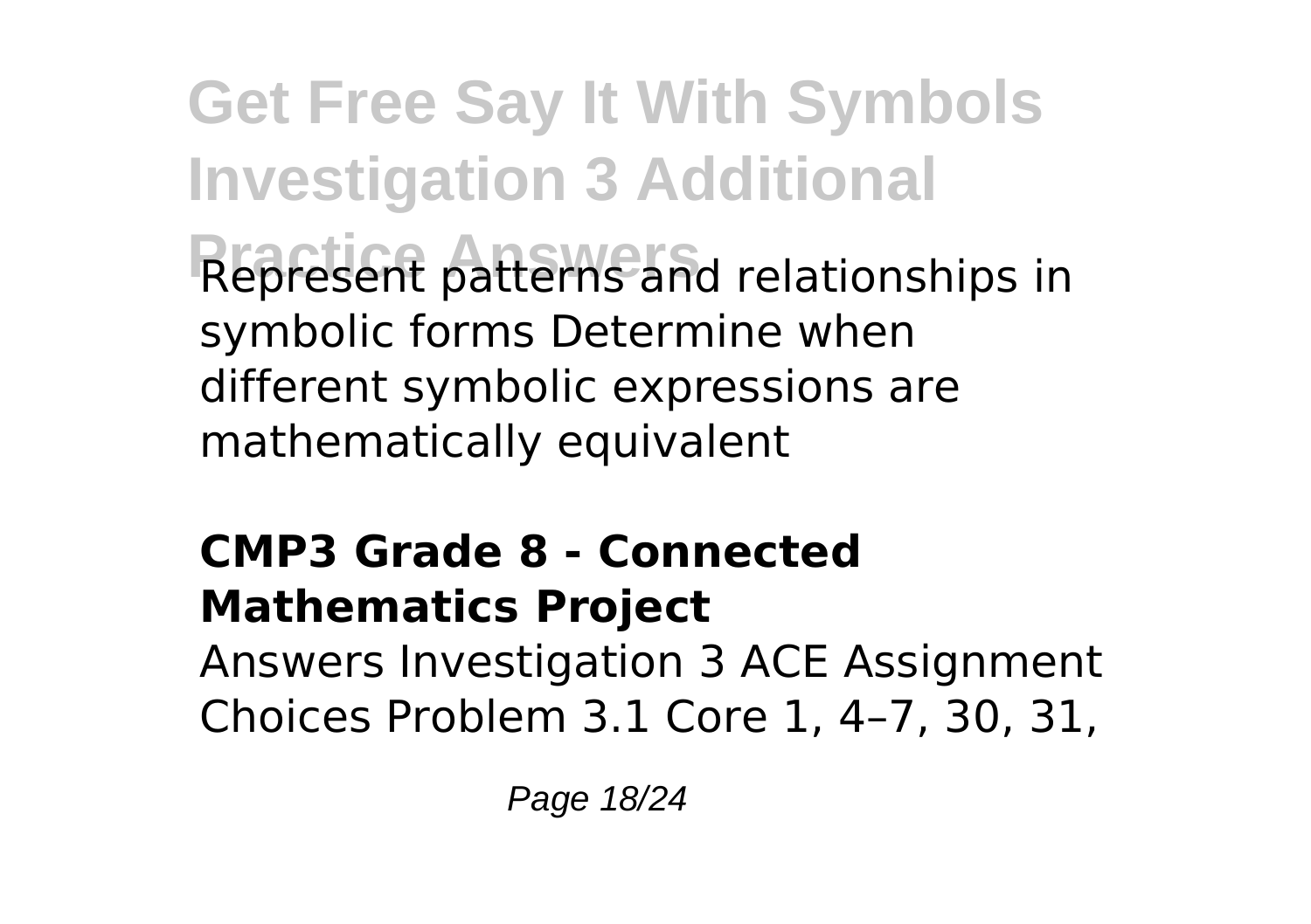Represent patterns and relationships in symbolic forms Determine when different symbolic expressions are mathematically equivalent

### CMP3 Grade 8 - Connected Mathematics Project

Answers Investigation 3 ACE Assignment Choices Problem 3.1 Core 1, 4–7, 30, 31,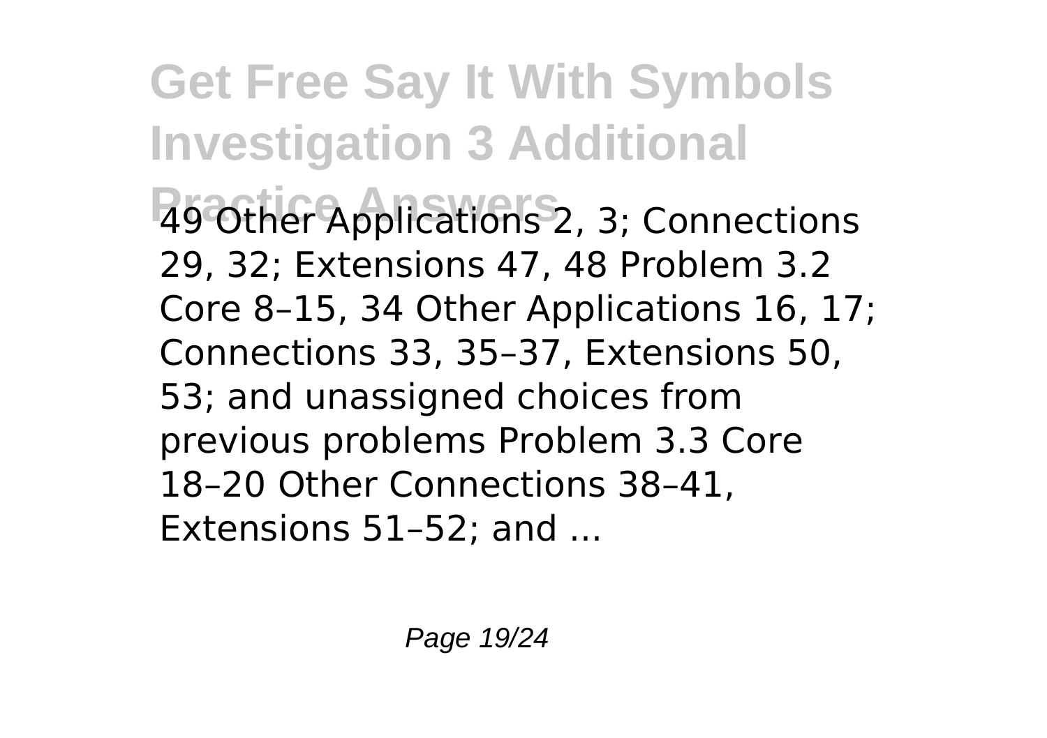49 Other Applications 2, 3; Connections 29, 32; Extensions 47, 48 Problem 3.2 Core 8–15, 34 Other Applications 16, 17; Connections 33, 35–37, Extensions 50, 53; and unassigned choices from previous problems Problem 3.3 Core 18–20 Other Connections 38–41, Extensions 51–52; and ...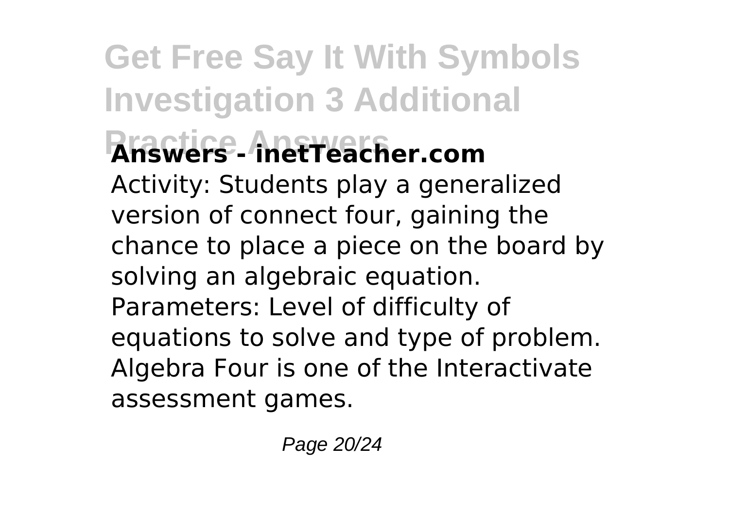**Answers - inetTeacher.com**

Activity: Students play a generalized version of connect four, gaining the chance to place a piece on the board by solving an algebraic equation. Parameters: Level of difficulty of equations to solve and type of problem. Algebra Four is one of the Interactivate assessment games.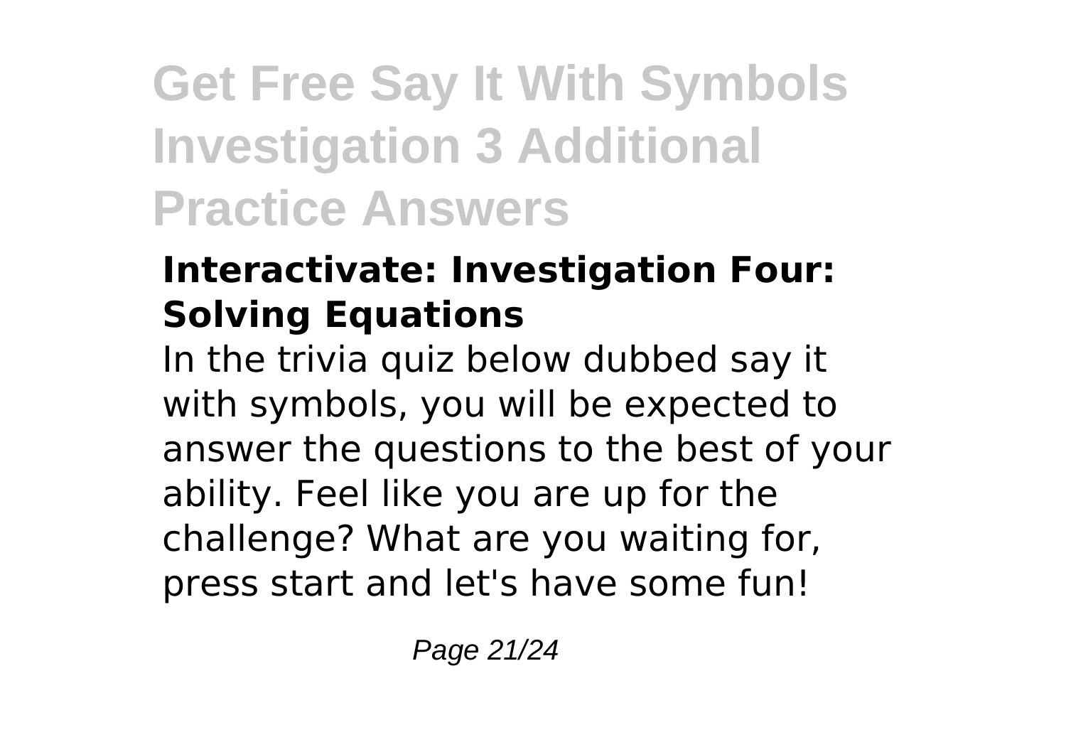### Interactivate: Investigation Four: Solving Equations

In the trivia quiz below dubbed say it with symbols, you will be expected to answer the questions to the best of your ability. Feel like you are up for the challenge? What are you waiting for, press start and let's have some fun!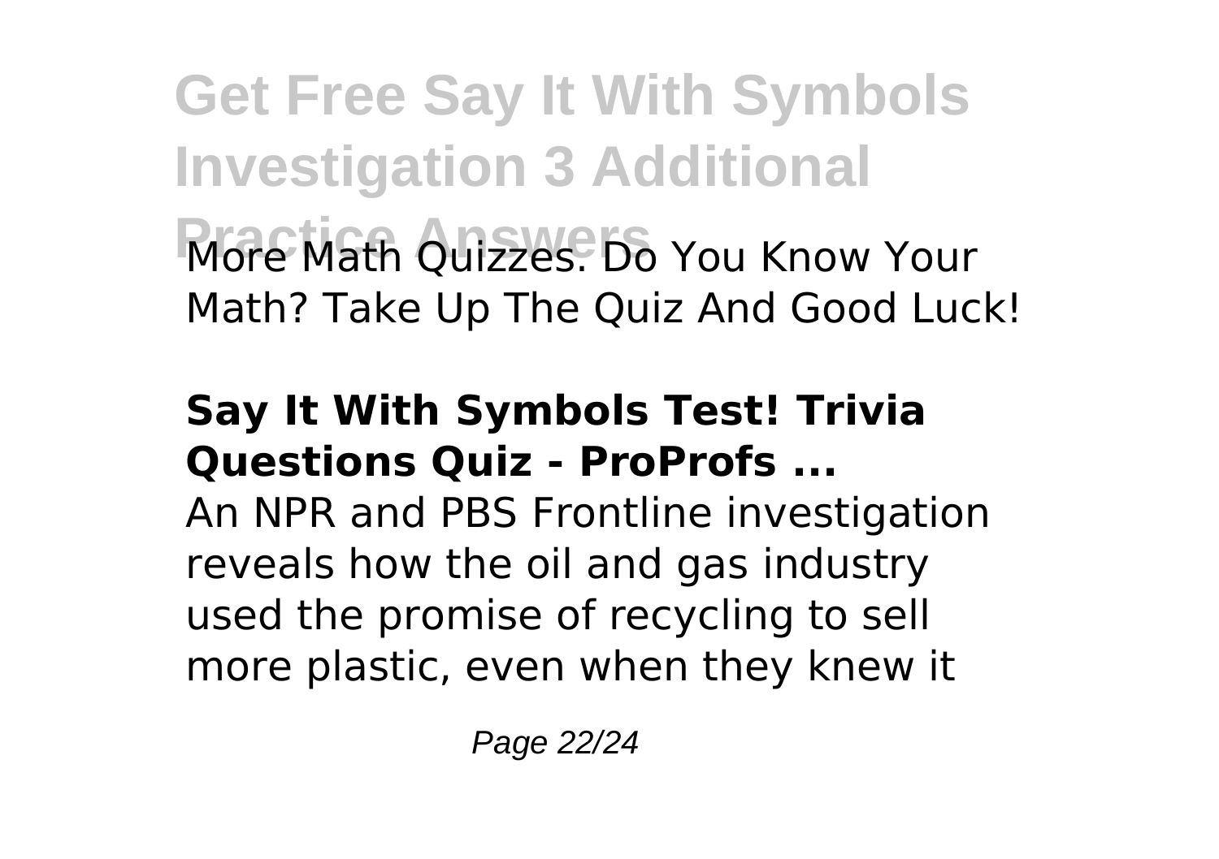More Math Quizzes. Do You Know Your Math? Take Up The Quiz And Good Luck!

**Say It With Symbols Test! Trivia Questions Quiz - ProProfs ...**

An NPR and PBS Frontline investigation reveals how the oil and gas industry used the promise of recycling to sell more plastic, even when they knew it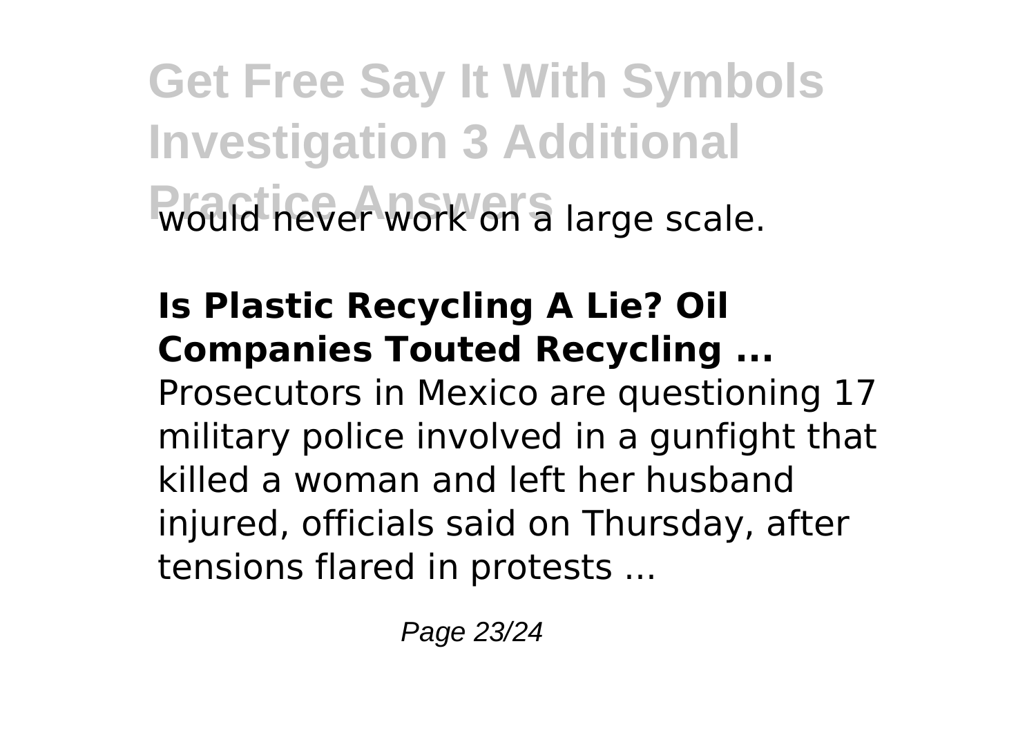would never work on a large scale.

**Is Plastic Recycling A Lie? Oil Companies Touted Recycling ...**

Prosecutors in Mexico are questioning 17 military police involved in a gunfight that killed a woman and left her husband injured, officials said on Thursday, after tensions flared in protests ...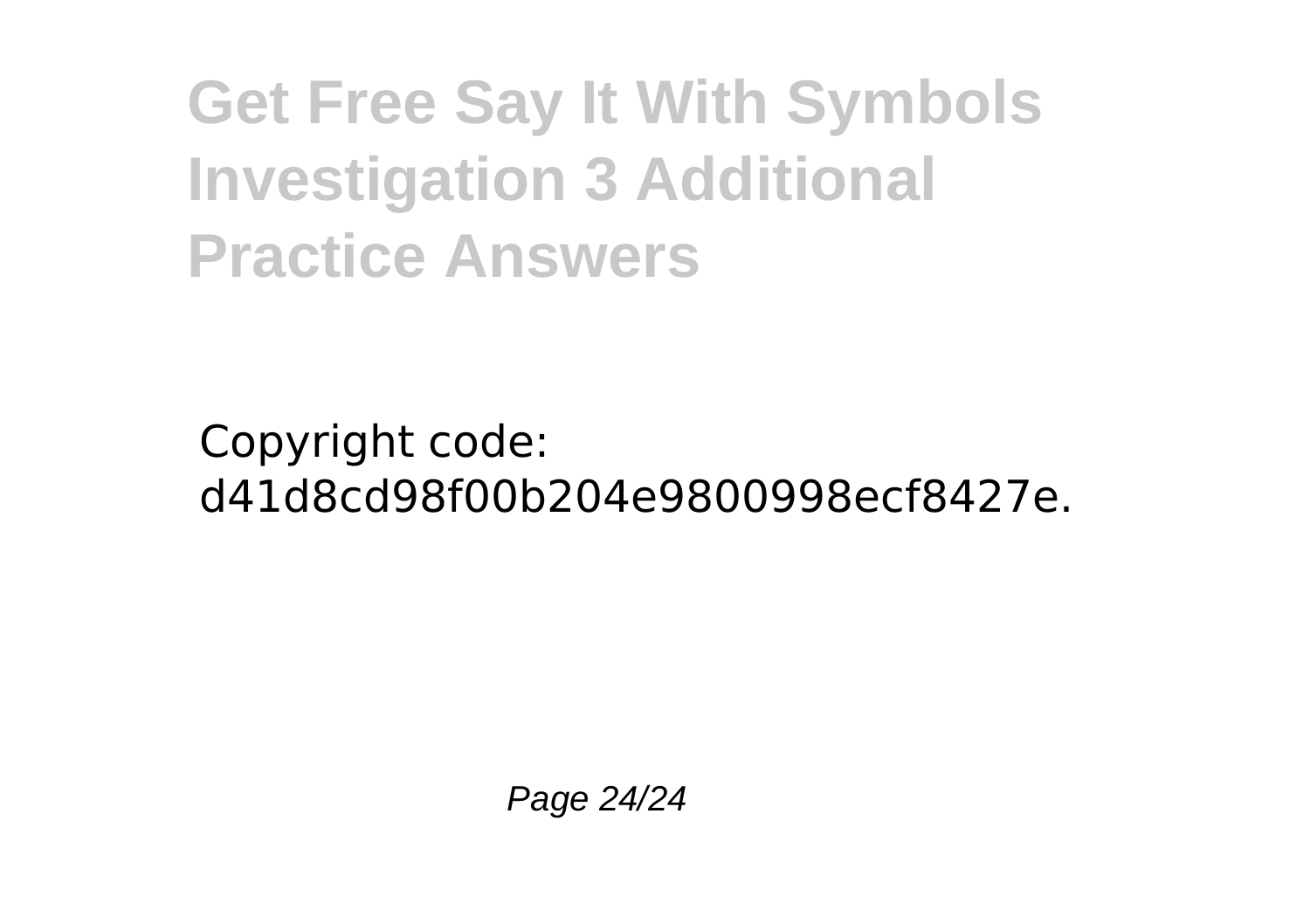Copyright code: d41d8cd98f00b204e9800998ecf8427e.